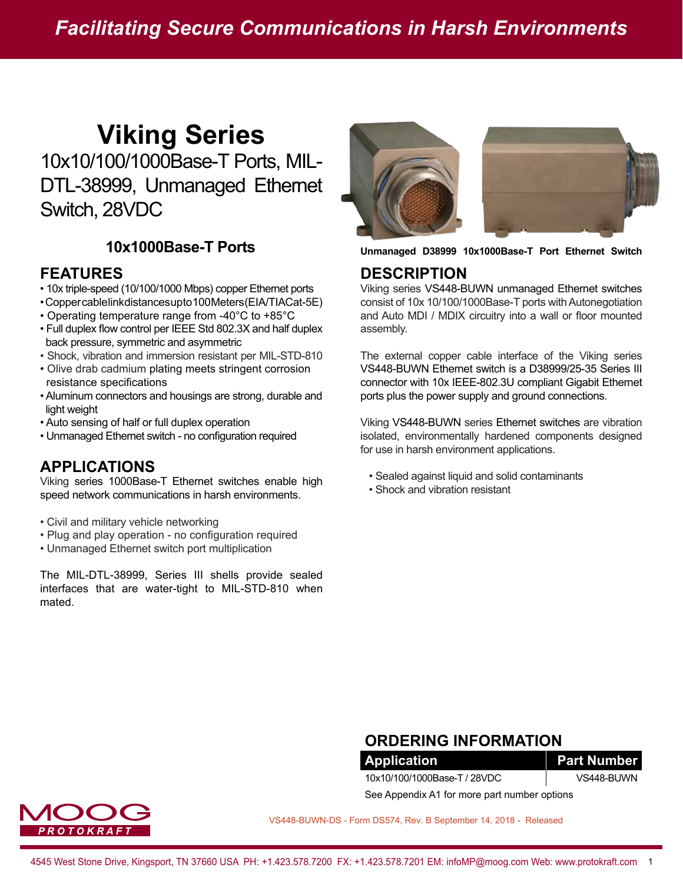Facilitating Secure Communications in Harsh Environments

# Viking Series

## 10x10/100/1000Base-T Ports, MIL-DTL-38999, Unmanaged Ethernet Switch, 28VDC

### 10x1000Base-T Ports

Unmanaged D38999 10x1000Base-T Port Ethernet Switch

## FEATURES

- 10x triple-speed (10/100/1000 Mbps) copper Ethernet ports
- Copper cable link distances up to 100 Meters (EIA/TIA Cat-5E)
- Operating temperature range from -40°C to +85°C
- Full duplex flow control per IEEE Std 802.3X and half duplex back pressure, symmetric and asymmetric
- Shock, vibration and immersion resistant per MIL-STD-810
- Olive drab cadmium plating meets stringent corrosion resistance specifications
- Aluminum connectors and housings are strong, durable and light weight
- Auto sensing of half or full duplex operation
- Unmanaged Ethernet switch - no configuration required

## APPLICATIONS

Viking series 1000Base-T Ethernet switches enable high speed network communications in harsh environments.

- Civil and military vehicle networking
- Plug and play operation - no configuration required
- Unmanaged Ethernet switch port multiplication

The MIL-DTL-38999, Series III shells provide sealed interfaces that are water-tight to MIL-STD-810 when mated.

## DESCRIPTION

Viking series VS448-BUWN unmanaged Ethernet switches consist of 10x 10/100/1000Base-T ports with Autonegotiation and Auto MDI / MDIX circuitry into a wall or floor mounted assembly.

The external copper cable interface of the Viking series VS448-BUWN Ethernet switch is a D38999/25-35 Series III connector with 10x IEEE-802.3U compliant Gigabit Ethernet ports plus the power supply and ground connections.

Viking VS448-BUWN series Ethernet switches are vibration isolated, environmentally hardened components designed for use in harsh environment applications.

- Sealed against liquid and solid contaminants
- Shock and vibration resistant

## ORDERING INFORMATION

| Application | Part Number |
|---|---|
| 10x10/100/1000Base-T / 28VDC | VS448-BUWN |

See Appendix A1 for more part number options

MOOG PROTOKRAFT

VS448-BUWN-DS - Form DS574, Rev. B September 14, 2018 - Released

4545 West Stone Drive, Kingsport, TN 37660 USA PH: +1.423.578.7200 FX: +1.423.578.7201 EM: infoMP@moog.com Web: www.protokraft.com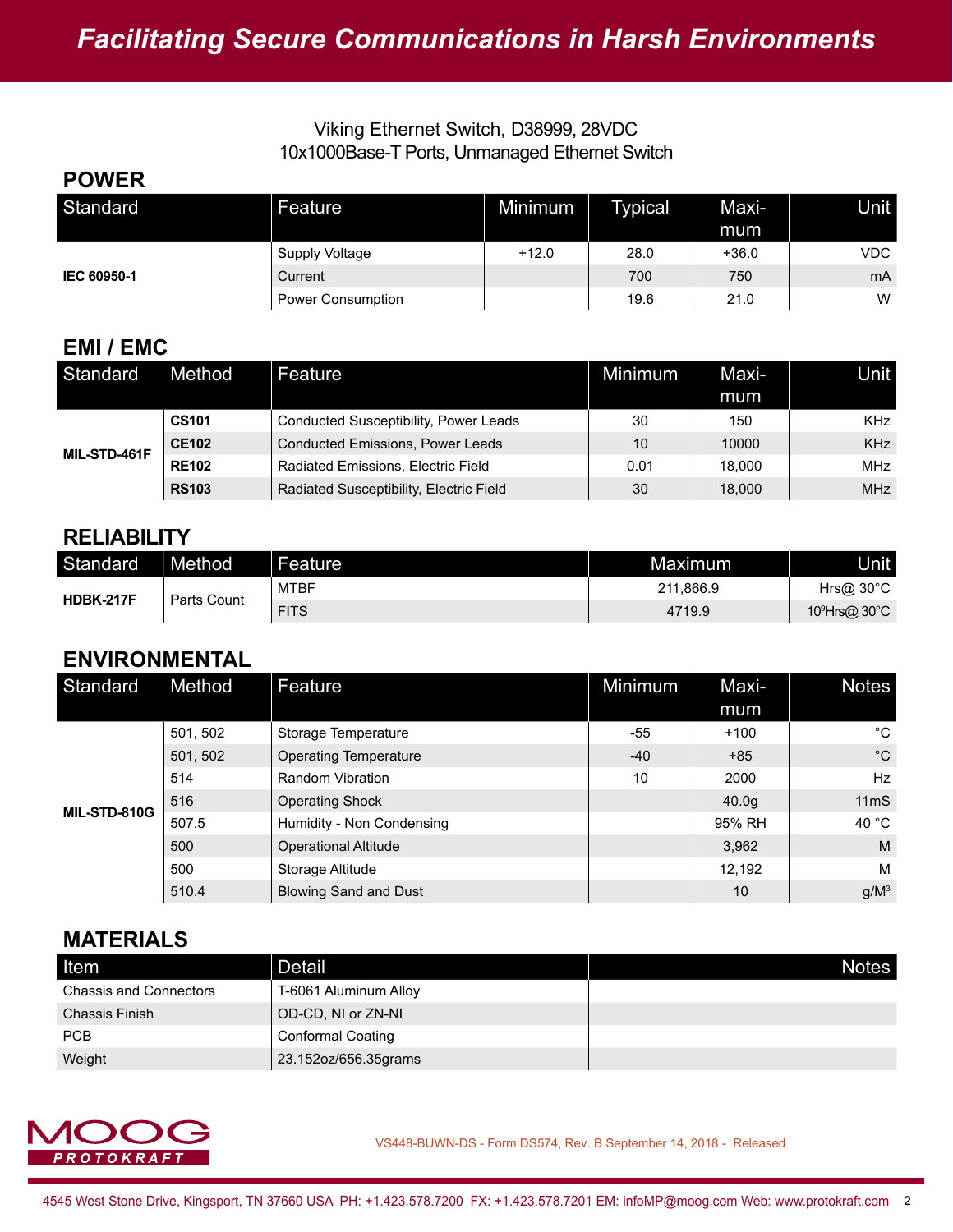Viking Ethernet Switch, D38999, 28VDC
10x1000Base-T Ports, Unmanaged Ethernet Switch

## POWER

| Standard | Feature | Minimum | Typical | Maximum | Unit |
|---|---|---|---|---|---|
| **IEC 60950-1** | Supply Voltage | +12.0 | 28.0 | +36.0 | VDC |
| | Current | | 700 | 750 | mA |
| | Power Consumption | | 19.6 | 21.0 | W |

## EMI / EMC

| Standard | Method | Feature | Minimum | Maximum | Unit |
|---|---|---|---|---|---|
| **MIL-STD-461F** | **CS101** | Conducted Susceptibility, Power Leads | 30 | 150 | KHz |
| | **CE102** | Conducted Emissions, Power Leads | 10 | 10000 | KHz |
| | **RE102** | Radiated Emissions, Electric Field | 0.01 | 18,000 | MHz |
| | **RS103** | Radiated Susceptibility, Electric Field | 30 | 18,000 | MHz |

## RELIABILITY

| Standard | Method | Feature | Maximum | Unit |
|---|---|---|---|---|
| **HDBK-217F** | Parts Count | MTBF | 211,866.9 | Hrs@ 30°C |
| | | FITS | 4719.9 | $10^9$Hrs@ 30°C |

## ENVIRONMENTAL

| Standard | Method | Feature | Minimum | Maximum | Notes |
|---|---|---|---|---|---|
| **MIL-STD-810G** | 501, 502 | Storage Temperature | -55 | +100 | °C |
| | 501, 502 | Operating Temperature | -40 | +85 | °C |
| | 514 | Random Vibration | 10 | 2000 | Hz |
| | 516 | Operating Shock | | 40.0g | 11mS |
| | 507.5 | Humidity - Non Condensing | | 95% RH | 40 °C |
| | 500 | Operational Altitude | | 3,962 | M |
| | 500 | Storage Altitude | | 12,192 | M |
| | 510.4 | Blowing Sand and Dust | | 10 | g/$M^3$ |

## MATERIALS

| Item | Detail | Notes |
|---|---|---|
| Chassis and Connectors | T-6061 Aluminum Alloy | |
| Chassis Finish | OD-CD, NI or ZN-NI | |
| PCB | Conformal Coating | |
| Weight | 23.152oz/656.35grams | |

MOOG PROTOKRAFT

VS448-BUWN-DS - Form DS574, Rev. B September 14, 2018 - Released

4545 West Stone Drive, Kingsport, TN 37660 USA PH: +1.423.578.7200 FX: +1.423.578.7201 EM: infoMP@moog.com Web: www.protokraft.com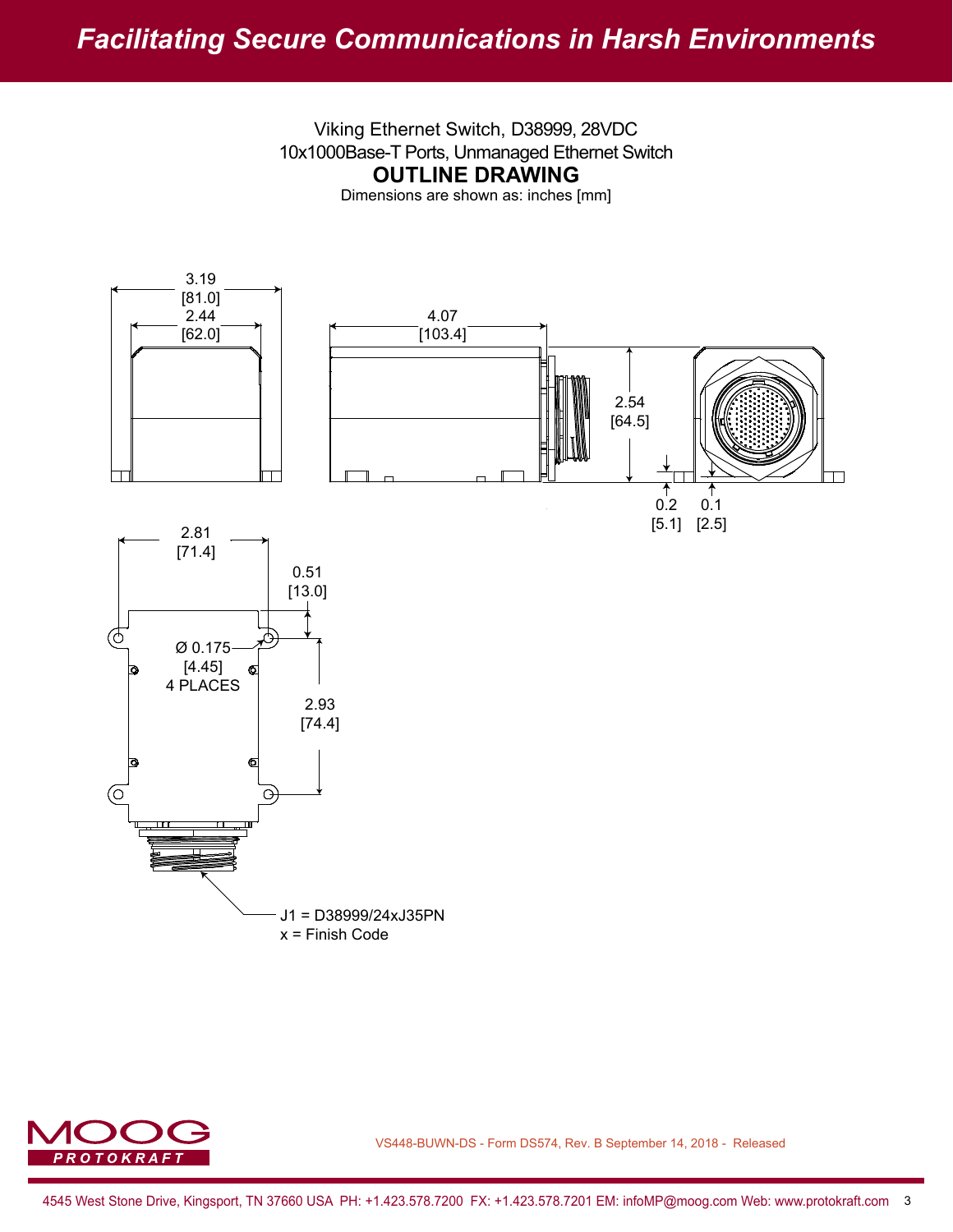Viking Ethernet Switch, D38999, 28VDC
10x1000Base-T Ports, Unmanaged Ethernet Switch

## OUTLINE DRAWING

Dimensions are shown as: inches [mm]

3.19
[81.0]
2.44
[62.0]

4.07
[103.4]

2.54
[64.5]

0.2
[5.1]

0.1
[2.5]

2.81
[71.4]

0.51
[13.0]

Ø 0.175
[4.45]
4 PLACES

2.93
[74.4]

J1 = D38999/24xJ35PN
x = Finish Code

VS448-BUWN-DS - Form DS574, Rev. B September 14, 2018 - Released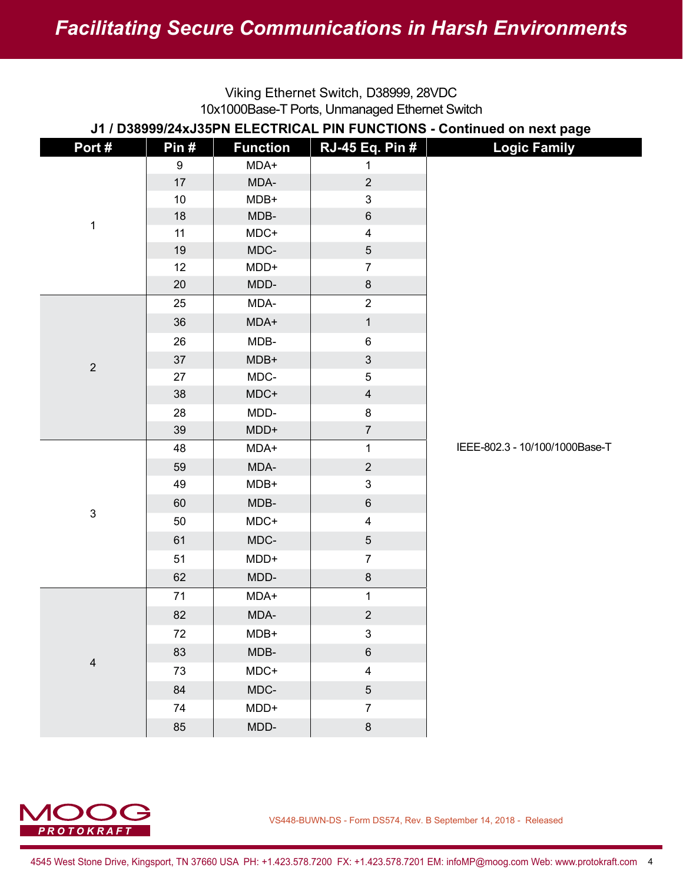Viking Ethernet Switch, D38999, 28VDC
10x1000Base-T Ports, Unmanaged Ethernet Switch

**J1 / D38999/24xJ35PN ELECTRICAL PIN FUNCTIONS - Continued on next page**

| Port # | Pin # | Function | RJ-45 Eq. Pin # | Logic Family |
|---|---|---|---|---|
| 1 | 9 | MDA+ | 1 | IEEE-802.3 - 10/100/1000Base-T |
| | 17 | MDA- | 2 | |
| | 10 | MDB+ | 3 | |
| | 18 | MDB- | 6 | |
| | 11 | MDC+ | 4 | |
| | 19 | MDC- | 5 | |
| | 12 | MDD+ | 7 | |
| | 20 | MDD- | 8 | |
| 2 | 25 | MDA- | 2 | |
| | 36 | MDA+ | 1 | |
| | 26 | MDB- | 6 | |
| | 37 | MDB+ | 3 | |
| | 27 | MDC- | 5 | |
| | 38 | MDC+ | 4 | |
| | 28 | MDD- | 8 | |
| | 39 | MDD+ | 7 | |
| 3 | 48 | MDA+ | 1 | |
| | 59 | MDA- | 2 | |
| | 49 | MDB+ | 3 | |
| | 60 | MDB- | 6 | |
| | 50 | MDC+ | 4 | |
| | 61 | MDC- | 5 | |
| | 51 | MDD+ | 7 | |
| | 62 | MDD- | 8 | |
| 4 | 71 | MDA+ | 1 | |
| | 82 | MDA- | 2 | |
| | 72 | MDB+ | 3 | |
| | 83 | MDB- | 6 | |
| | 73 | MDC+ | 4 | |
| | 84 | MDC- | 5 | |
| | 74 | MDD+ | 7 | |
| | 85 | MDD- | 8 | |

VS448-BUWN-DS - Form DS574, Rev. B September 14, 2018 - Released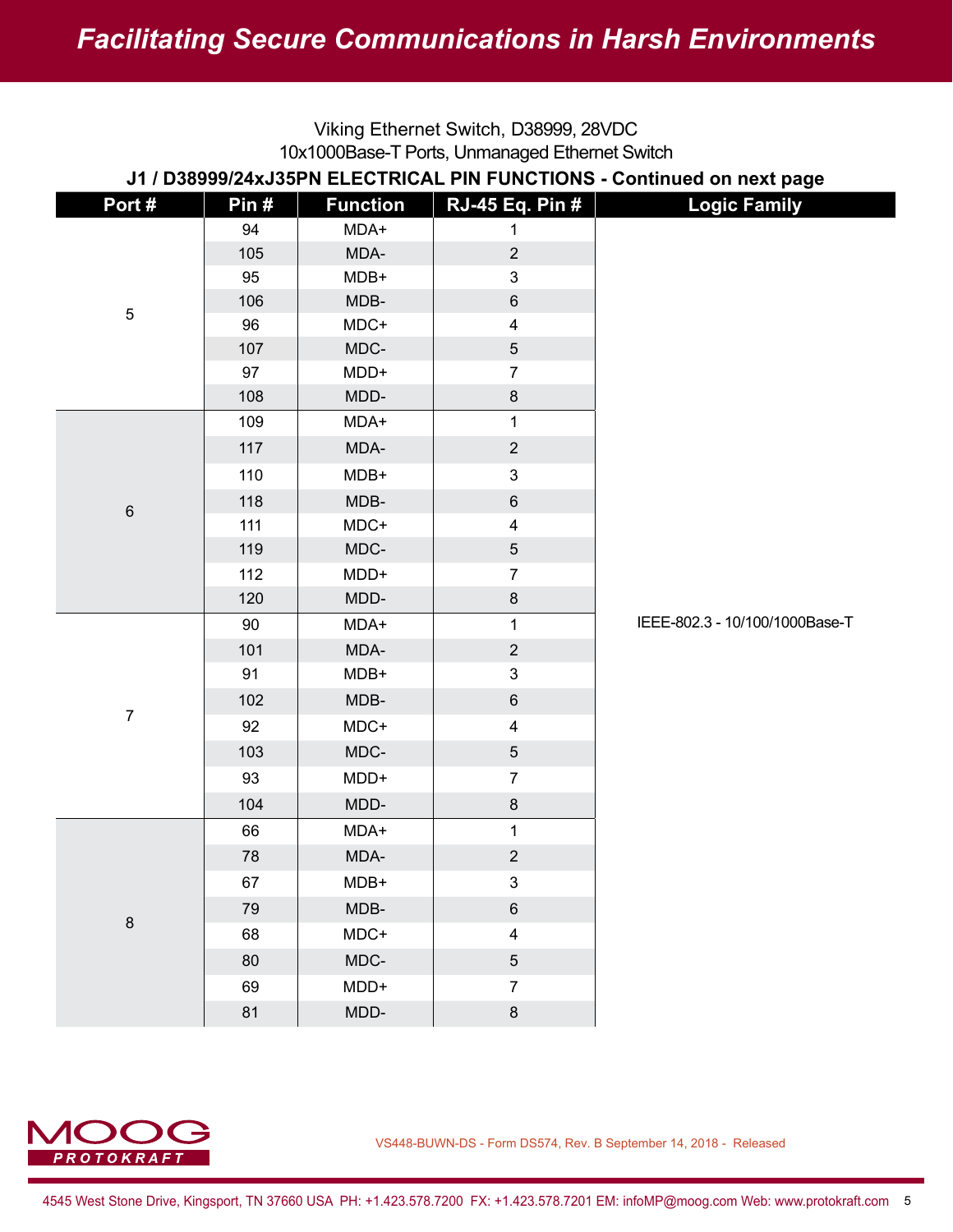Viking Ethernet Switch, D38999, 28VDC

10x1000Base-T Ports, Unmanaged Ethernet Switch

**J1 / D38999/24xJ35PN ELECTRICAL PIN FUNCTIONS - Continued on next page**

| Port # | Pin # | Function | RJ-45 Eq. Pin # | Logic Family |
|---|---|---|---|---|
| 5 | 94 | MDA+ | 1 | IEEE-802.3 - 10/100/1000Base-T |
| | 105 | MDA- | 2 | |
| | 95 | MDB+ | 3 | |
| | 106 | MDB- | 6 | |
| | 96 | MDC+ | 4 | |
| | 107 | MDC- | 5 | |
| | 97 | MDD+ | 7 | |
| | 108 | MDD- | 8 | |
| 6 | 109 | MDA+ | 1 | |
| | 117 | MDA- | 2 | |
| | 110 | MDB+ | 3 | |
| | 118 | MDB- | 6 | |
| | 111 | MDC+ | 4 | |
| | 119 | MDC- | 5 | |
| | 112 | MDD+ | 7 | |
| | 120 | MDD- | 8 | |
| 7 | 90 | MDA+ | 1 | |
| | 101 | MDA- | 2 | |
| | 91 | MDB+ | 3 | |
| | 102 | MDB- | 6 | |
| | 92 | MDC+ | 4 | |
| | 103 | MDC- | 5 | |
| | 93 | MDD+ | 7 | |
| | 104 | MDD- | 8 | |
| 8 | 66 | MDA+ | 1 | |
| | 78 | MDA- | 2 | |
| | 67 | MDB+ | 3 | |
| | 79 | MDB- | 6 | |
| | 68 | MDC+ | 4 | |
| | 80 | MDC- | 5 | |
| | 69 | MDD+ | 7 | |
| | 81 | MDD- | 8 | |

VS448-BUWN-DS - Form DS574, Rev. B September 14, 2018 - Released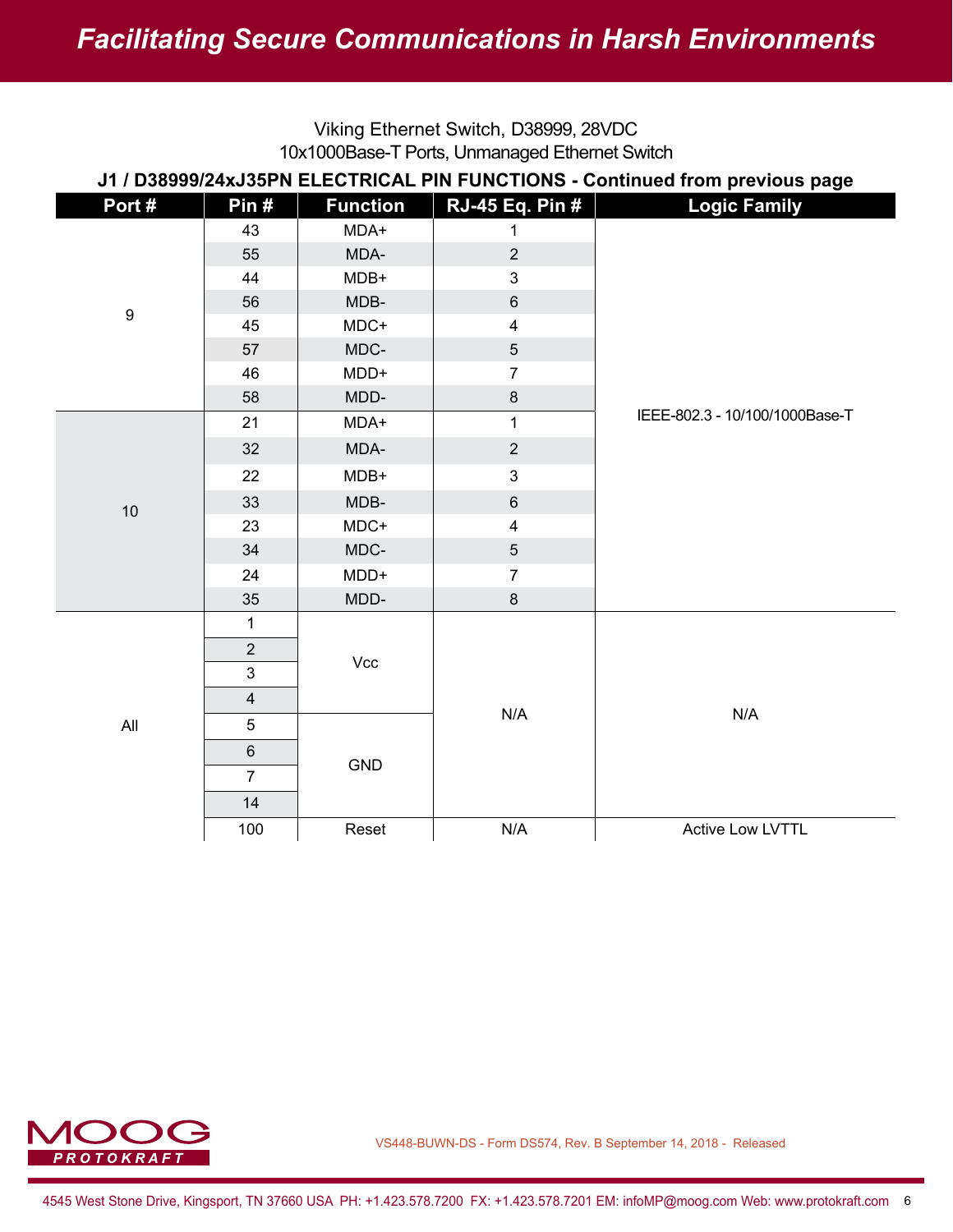Viking Ethernet Switch, D38999, 28VDC
10x1000Base-T Ports, Unmanaged Ethernet Switch

**J1 / D38999/24xJ35PN ELECTRICAL PIN FUNCTIONS - Continued from previous page**

| Port # | Pin # | Function | RJ-45 Eq. Pin # | Logic Family |
|---|---|---|---|---|
| 9 | 43 | MDA+ | 1 | IEEE-802.3 - 10/100/1000Base-T |
| | 55 | MDA- | 2 | |
| | 44 | MDB+ | 3 | |
| | 56 | MDB- | 6 | |
| | 45 | MDC+ | 4 | |
| | 57 | MDC- | 5 | |
| | 46 | MDD+ | 7 | |
| | 58 | MDD- | 8 | |
| 10 | 21 | MDA+ | 1 | |
| | 32 | MDA- | 2 | |
| | 22 | MDB+ | 3 | |
| | 33 | MDB- | 6 | |
| | 23 | MDC+ | 4 | |
| | 34 | MDC- | 5 | |
| | 24 | MDD+ | 7 | |
| | 35 | MDD- | 8 | |
| All | 1 | Vcc | N/A | N/A |
| | 2 | | | |
| | 3 | | | |
| | 4 | | | |
| | 5 | GND | | |
| | 6 | | | |
| | 7 | | | |
| | 14 | | | |
| | 100 | Reset | N/A | Active Low LVTTL |

VS448-BUWN-DS - Form DS574, Rev. B September 14, 2018 - Released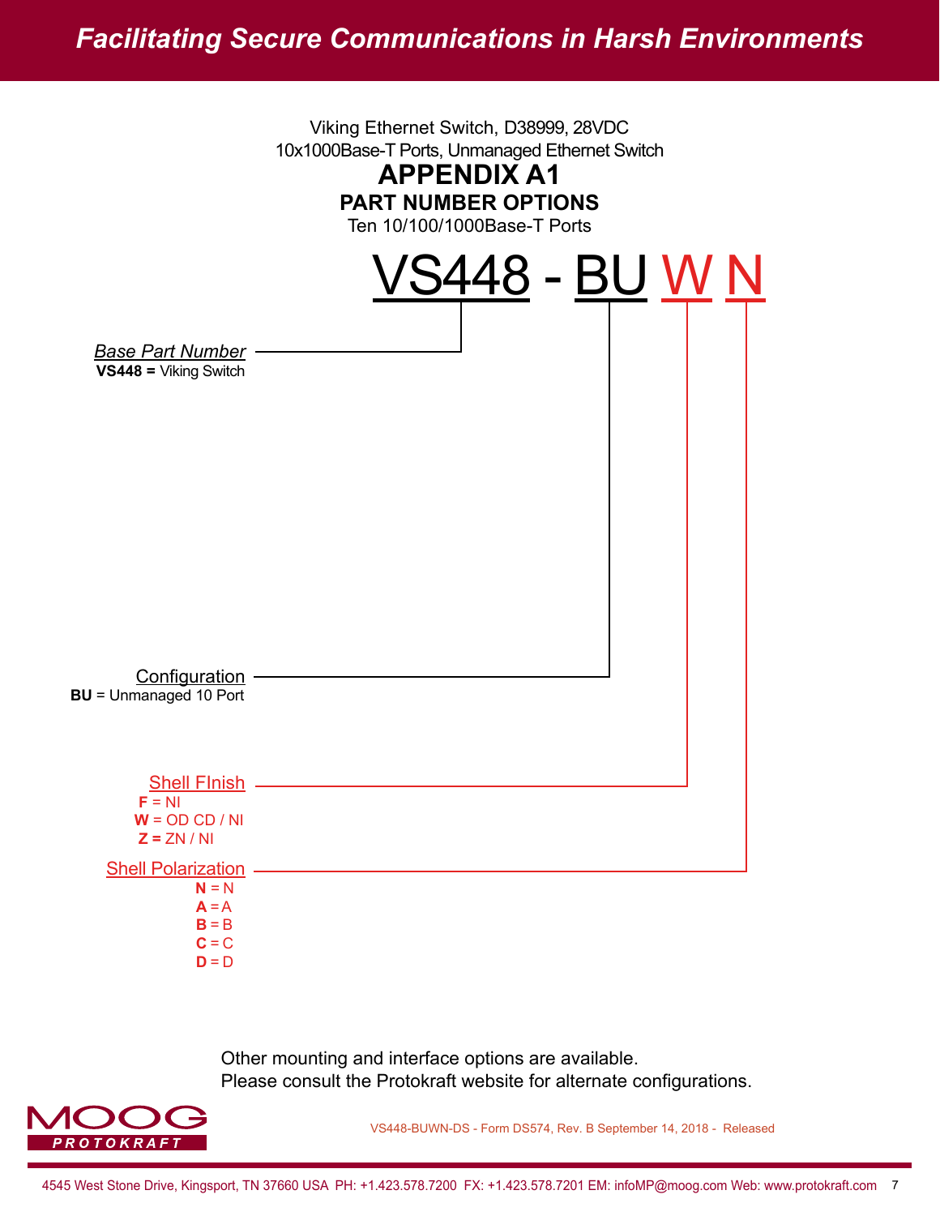Viking Ethernet Switch, D38999, 28VDC
10x1000Base-T Ports, Unmanaged Ethernet Switch

# APPENDIX A1

## PART NUMBER OPTIONS

Ten 10/100/1000Base-T Ports

# VS448 - BU W N

*Base Part Number*
**VS448 =** Viking Switch

Configuration
**BU** = Unmanaged 10 Port

Shell FInish
**F** = NI
**W** = OD CD / NI
**Z =** ZN / NI

Shell Polarization
**N** = N
**A** = A
**B** = B
**C** = C
**D** = D

Other mounting and interface options are available.
Please consult the Protokraft website for alternate configurations.

VS448-BUWN-DS - Form DS574, Rev. B September 14, 2018 - Released